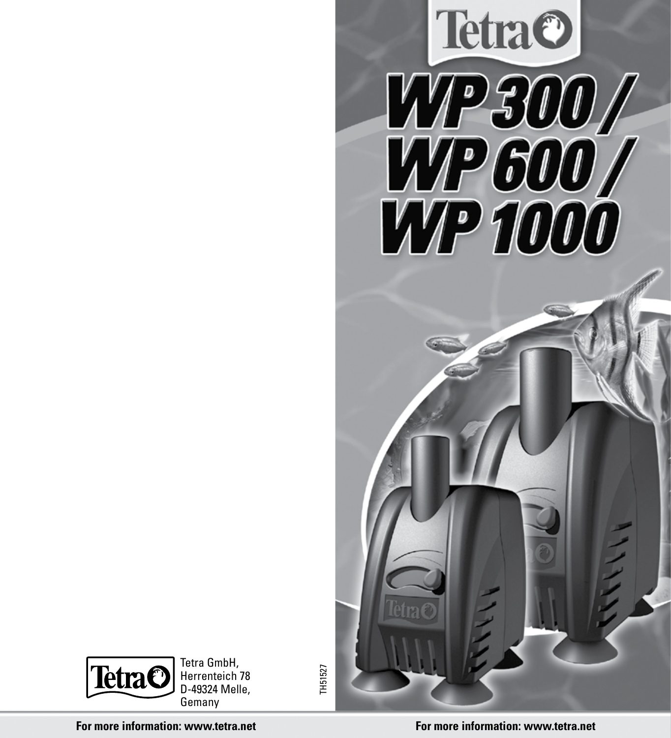# Tetra

# WP 300 / WP 600 / WP 1000

Tetra GmbH,
Herrenteich 78
D-49324 Melle,
Gemany

TH51527

**For more information: www.tetra.net**

**For more information: www.tetra.net**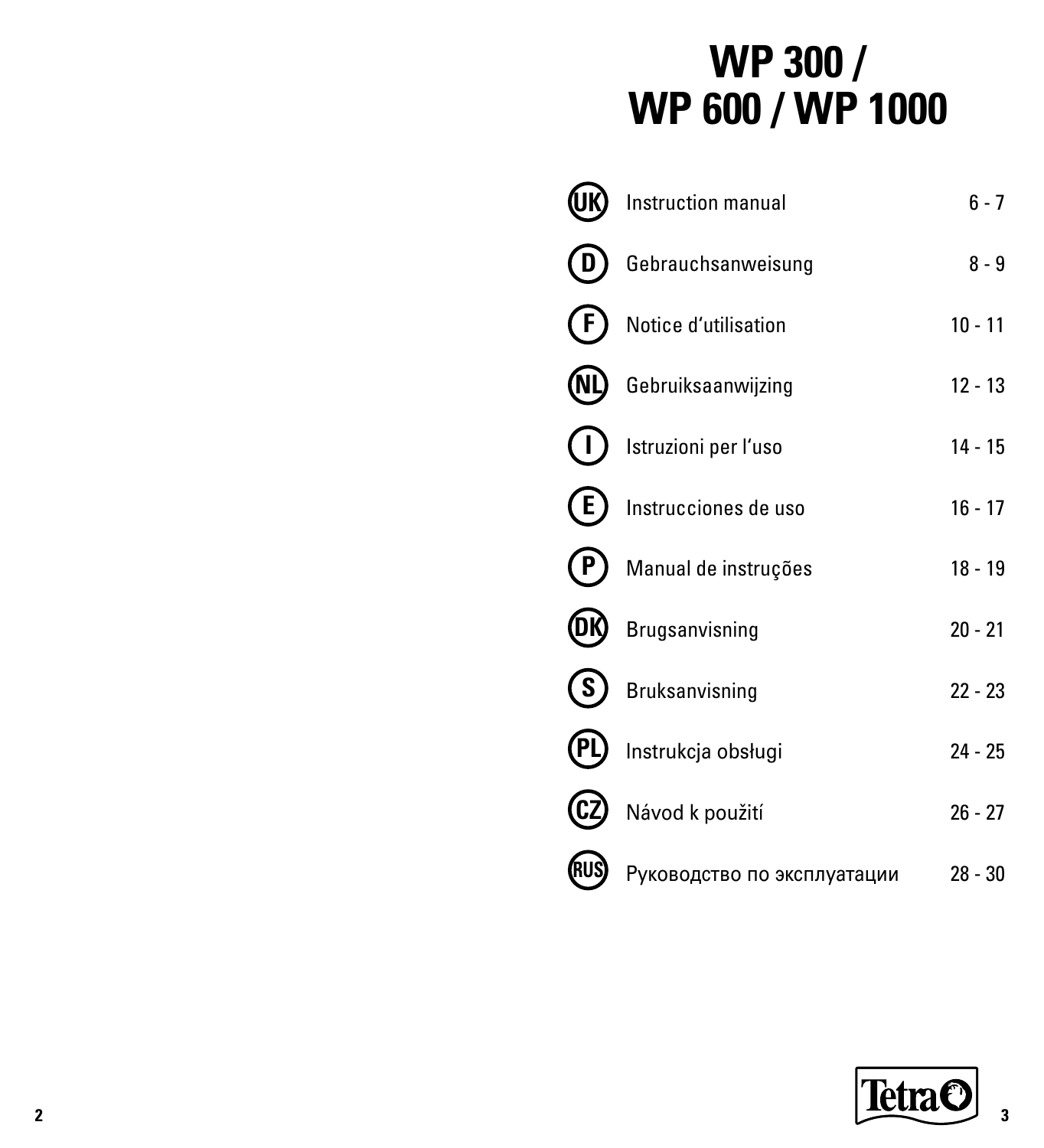# WP 300 / WP 600 / WP 1000

| | | |
|---|---|---|
| UK | Instruction manual | 6 - 7 |
| D | Gebrauchsanweisung | 8 - 9 |
| F | Notice d'utilisation | 10 - 11 |
| NL | Gebruiksaanwijzing | 12 - 13 |
| I | Istruzioni per l'uso | 14 - 15 |
| E | Instrucciones de uso | 16 - 17 |
| P | Manual de instruções | 18 - 19 |
| DK | Brugsanvisning | 20 - 21 |
| S | Bruksanvisning | 22 - 23 |
| PL | Instrukcja obsługi | 24 - 25 |
| CZ | Návod k použití | 26 - 27 |
| RUS | Руководство по эксплуатации | 28 - 30 |

Tetra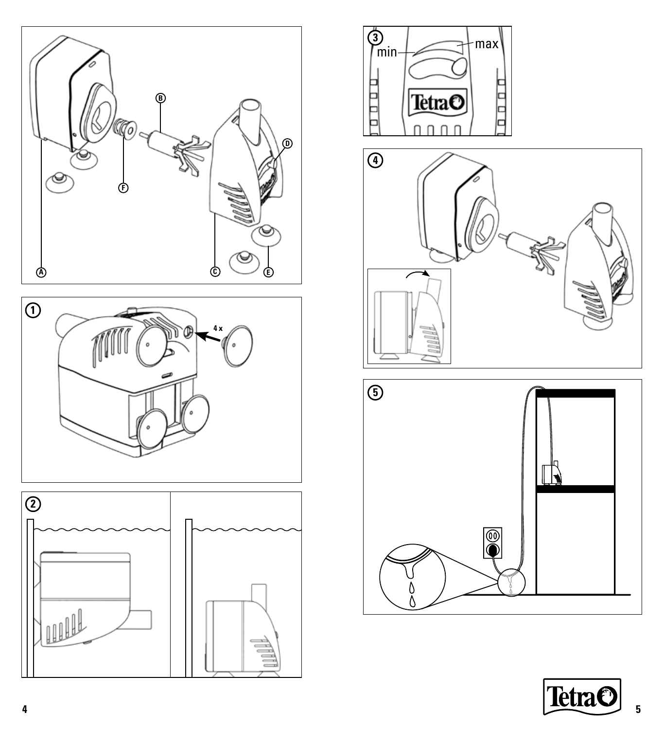A B C D E F

1

4 x

2

3

min max

Tetra

4

5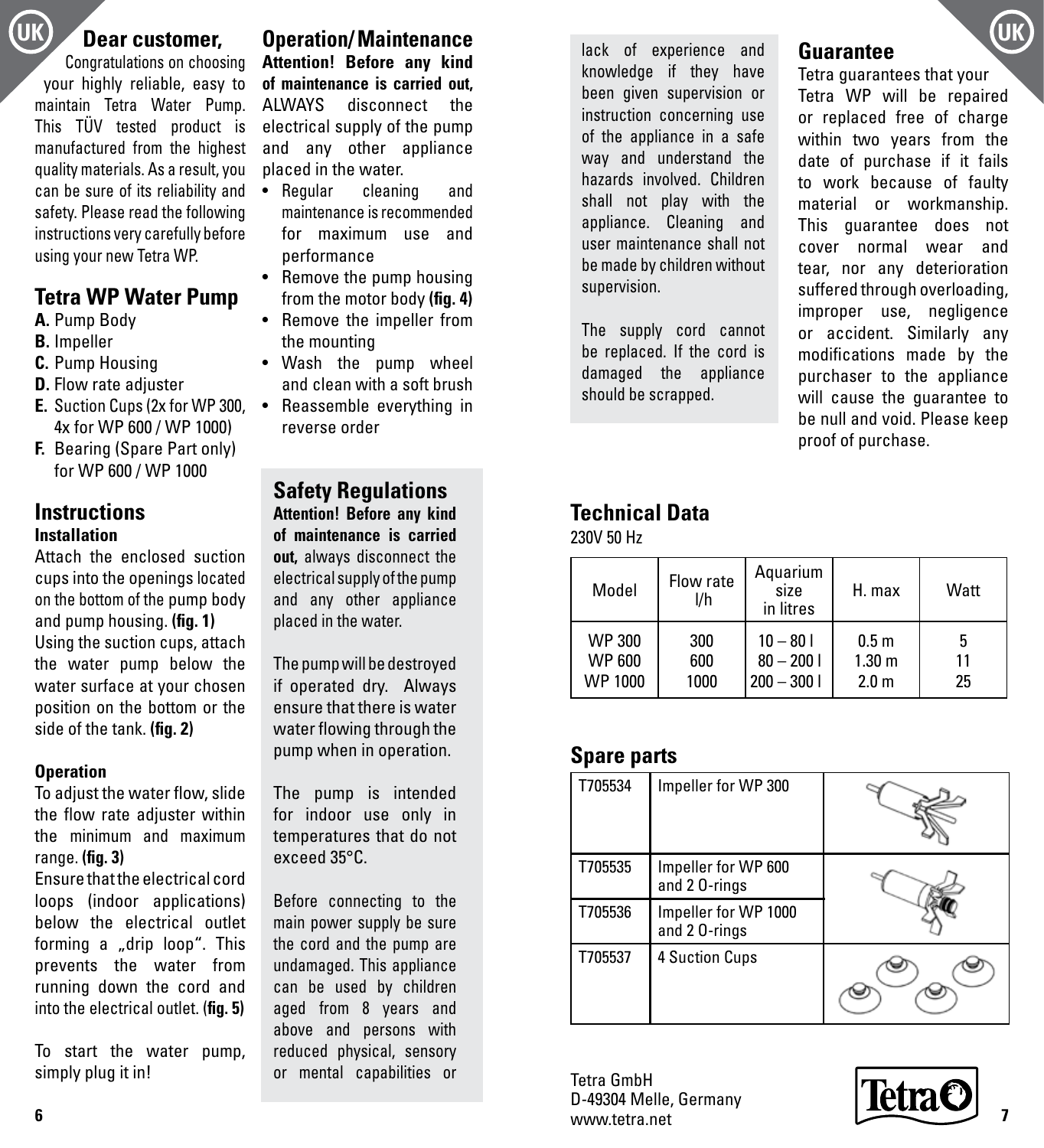## Dear customer,

Congratulations on choosing your highly reliable, easy to maintain Tetra Water Pump. This TÜV tested product is manufactured from the highest quality materials. As a result, you can be sure of its reliability and safety. Please read the following instructions very carefully before using your new Tetra WP.

## Tetra WP Water Pump

**A.** Pump Body
**B.** Impeller
**C.** Pump Housing
**D.** Flow rate adjuster
**E.** Suction Cups (2x for WP 300, 4x for WP 600 / WP 1000)
**F.** Bearing (Spare Part only) for WP 600 / WP 1000

## Instructions

### Installation

Attach the enclosed suction cups into the openings located on the bottom of the pump body and pump housing. **(fig. 1)**
Using the suction cups, attach the water pump below the water surface at your chosen position on the bottom or the side of the tank. **(fig. 2)**

### Operation

To adjust the water flow, slide the flow rate adjuster within the minimum and maximum range. **(fig. 3)**
Ensure that the electrical cord loops (indoor applications) below the electrical outlet forming a „drip loop“. This prevents the water from running down the cord and into the electrical outlet. (**fig. 5)**

To start the water pump, simply plug it in!

## Operation/ Maintenance

**Attention! Before any kind of maintenance is carried out,** ALWAYS disconnect the electrical supply of the pump and any other appliance placed in the water.

- Regular cleaning and maintenance is recommended for maximum use and performance
- Remove the pump housing from the motor body **(fig. 4)**
- Remove the impeller from the mounting
- Wash the pump wheel and clean with a soft brush
- Reassemble everything in reverse order

## Safety Regulations

**Attention! Before any kind of maintenance is carried out,** always disconnect the electrical supply of the pump and any other appliance placed in the water.

The pump will be destroyed if operated dry. Always ensure that there is water water flowing through the pump when in operation.

The pump is intended for indoor use only in temperatures that do not exceed 35°C.

Before connecting to the main power supply be sure the cord and the pump are undamaged. This appliance can be used by children aged from 8 years and above and persons with reduced physical, sensory or mental capabilities or lack of experience and knowledge if they have been given supervision or instruction concerning use of the appliance in a safe way and understand the hazards involved. Children shall not play with the appliance. Cleaning and user maintenance shall not be made by children without supervision.

The supply cord cannot be replaced. If the cord is damaged the appliance should be scrapped.

## Guarantee

Tetra guarantees that your Tetra WP will be repaired or replaced free of charge within two years from the date of purchase if it fails to work because of faulty material or workmanship. This guarantee does not cover normal wear and tear, nor any deterioration suffered through overloading, improper use, negligence or accident. Similarly any modifications made by the purchaser to the appliance will cause the guarantee to be null and void. Please keep proof of purchase.

## Technical Data

230V 50 Hz

| Model | Flow rate l/h | Aquarium size in litres | H. max | Watt |
|---|---|---|---|---|
| WP 300 | 300 | 10 – 80 l | 0.5 m | 5 |
| WP 600 | 600 | 80 – 200 l | 1.30 m | 11 |
| WP 1000 | 1000 | 200 – 300 l | 2.0 m | 25 |

## Spare parts

| | |
|---|---|
| T705534 | Impeller for WP 300 |
| T705535 | Impeller for WP 600 and 2 O-rings |
| T705536 | Impeller for WP 1000 and 2 O-rings |
| T705537 | 4 Suction Cups |

Tetra GmbH
D-49304 Melle, Germany
www.tetra.net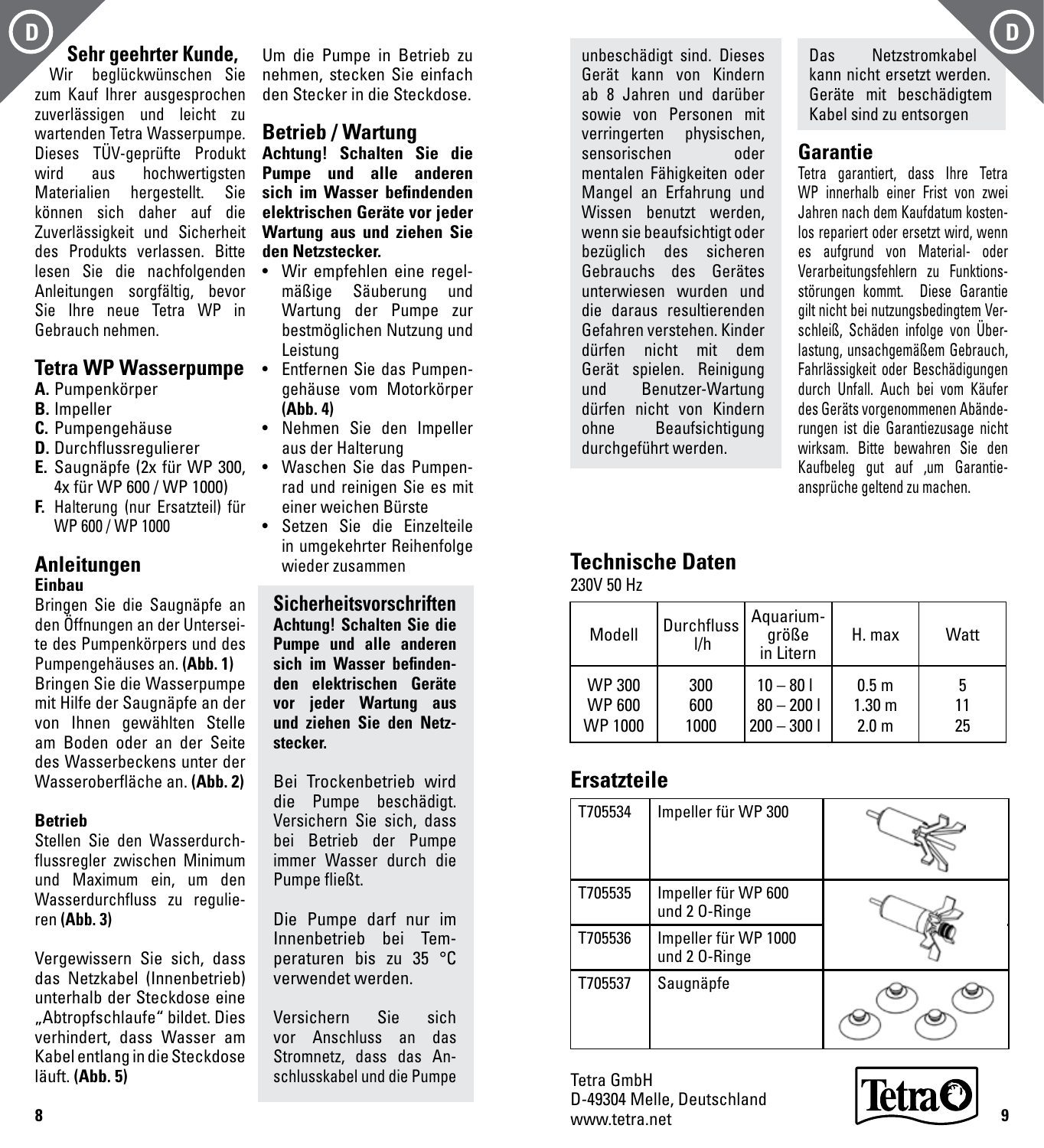**Sehr geehrter Kunde,**
Wir beglückwünschen Sie zum Kauf Ihrer ausgesprochen zuverlässigen und leicht zu wartenden Tetra Wasserpumpe. Dieses TÜV-geprüfte Produkt wird aus hochwertigsten Materialien hergestellt. Sie können sich daher auf die Zuverlässigkeit und Sicherheit des Produkts verlassen. Bitte lesen Sie die nachfolgenden Anleitungen sorgfältig, bevor Sie Ihre neue Tetra WP in Gebrauch nehmen.

## Tetra WP Wasserpumpe

**A.** Pumpenkörper
**B.** Impeller
**C.** Pumpengehäuse
**D.** Durchflussregulierer
**E.** Saugnäpfe (2x für WP 300, 4x für WP 600 / WP 1000)
**F.** Halterung (nur Ersatzteil) für WP 600 / WP 1000

## Anleitungen

**Einbau**

Bringen Sie die Saugnäpfe an den Öffnungen an der Unterseite des Pumpenkörpers und des Pumpengehäuses an. **(Abb. 1)**
Bringen Sie die Wasserpumpe mit Hilfe der Saugnäpfe an der von Ihnen gewählten Stelle am Boden oder an der Seite des Wasserbeckens unter der Wasseroberfläche an. **(Abb. 2)**

**Betrieb**

Stellen Sie den Wasserdurchflussregler zwischen Minimum und Maximum ein, um den Wasserdurchfluss zu regulieren **(Abb. 3)**

Vergewissern Sie sich, dass das Netzkabel (Innenbetrieb) unterhalb der Steckdose eine „Abtropfschlaufe" bildet. Dies verhindert, dass Wasser am Kabel entlang in die Steckdose läuft. **(Abb. 5)**

Um die Pumpe in Betrieb zu nehmen, stecken Sie einfach den Stecker in die Steckdose.

## Betrieb / Wartung

**Achtung! Schalten Sie die Pumpe und alle anderen sich im Wasser befindenden elektrischen Geräte vor jeder Wartung aus und ziehen Sie den Netzstecker.**

- Wir empfehlen eine regelmäßige Säuberung und Wartung der Pumpe zur bestmöglichen Nutzung und Leistung
- Entfernen Sie das Pumpengehäuse vom Motorkörper **(Abb. 4)**
- Nehmen Sie den Impeller aus der Halterung
- Waschen Sie das Pumpenrad und reinigen Sie es mit einer weichen Bürste
- Setzen Sie die Einzelteile in umgekehrter Reihenfolge wieder zusammen

## Sicherheitsvorschriften

**Achtung! Schalten Sie die Pumpe und alle anderen sich im Wasser befindenden elektrischen Geräte vor jeder Wartung aus und ziehen Sie den Netzstecker.**

Bei Trockenbetrieb wird die Pumpe beschädigt. Versichern Sie sich, dass bei Betrieb der Pumpe immer Wasser durch die Pumpe fließt.

Die Pumpe darf nur im Innenbetrieb bei Temperaturen bis zu 35 °C verwendet werden.

Versichern Sie sich vor Anschluss an das Stromnetz, dass das Anschlusskabel und die Pumpe unbeschädigt sind. Dieses Gerät kann von Kindern ab 8 Jahren und darüber sowie von Personen mit verringerten physischen, sensorischen oder mentalen Fähigkeiten oder Mangel an Erfahrung und Wissen benutzt werden, wenn sie beaufsichtigt oder bezüglich des sicheren Gebrauchs des Gerätes unterwiesen wurden und die daraus resultierenden Gefahren verstehen. Kinder dürfen nicht mit dem Gerät spielen. Reinigung und Benutzer-Wartung dürfen nicht von Kindern ohne Beaufsichtigung durchgeführt werden.

Das Netzstromkabel kann nicht ersetzt werden. Geräte mit beschädigtem Kabel sind zu entsorgen

## Garantie

Tetra garantiert, dass Ihre Tetra WP innerhalb einer Frist von zwei Jahren nach dem Kaufdatum kostenlos repariert oder ersetzt wird, wenn es aufgrund von Material- oder Verarbeitungsfehlern zu Funktionsstörungen kommt. Diese Garantie gilt nicht bei nutzungsbedingtem Verschleiß, Schäden infolge von Überlastung, unsachgemäßem Gebrauch, Fahrlässigkeit oder Beschädigungen durch Unfall. Auch bei vom Käufer des Geräts vorgenommenen Abänderungen ist die Garantiezusage nicht wirksam. Bitte bewahren Sie den Kaufbeleg gut auf ,um Garantieansprüche geltend zu machen.

## Technische Daten

230V 50 Hz

| Modell | Durchfluss l/h | Aquarium-größe in Litern | H. max | Watt |
|---|---|---|---|---|
| WP 300 | 300 | 10 – 80 l | 0.5 m | 5 |
| WP 600 | 600 | 80 – 200 l | 1.30 m | 11 |
| WP 1000 | 1000 | 200 – 300 l | 2.0 m | 25 |

## Ersatzteile

| | | |
|---|---|---|
| T705534 | Impeller für WP 300 | |
| T705535 | Impeller für WP 600 und 2 O-Ringe | |
| T705536 | Impeller für WP 1000 und 2 O-Ringe | |
| T705537 | Saugnäpfe | |

Tetra GmbH
D-49304 Melle, Deutschland
www.tetra.net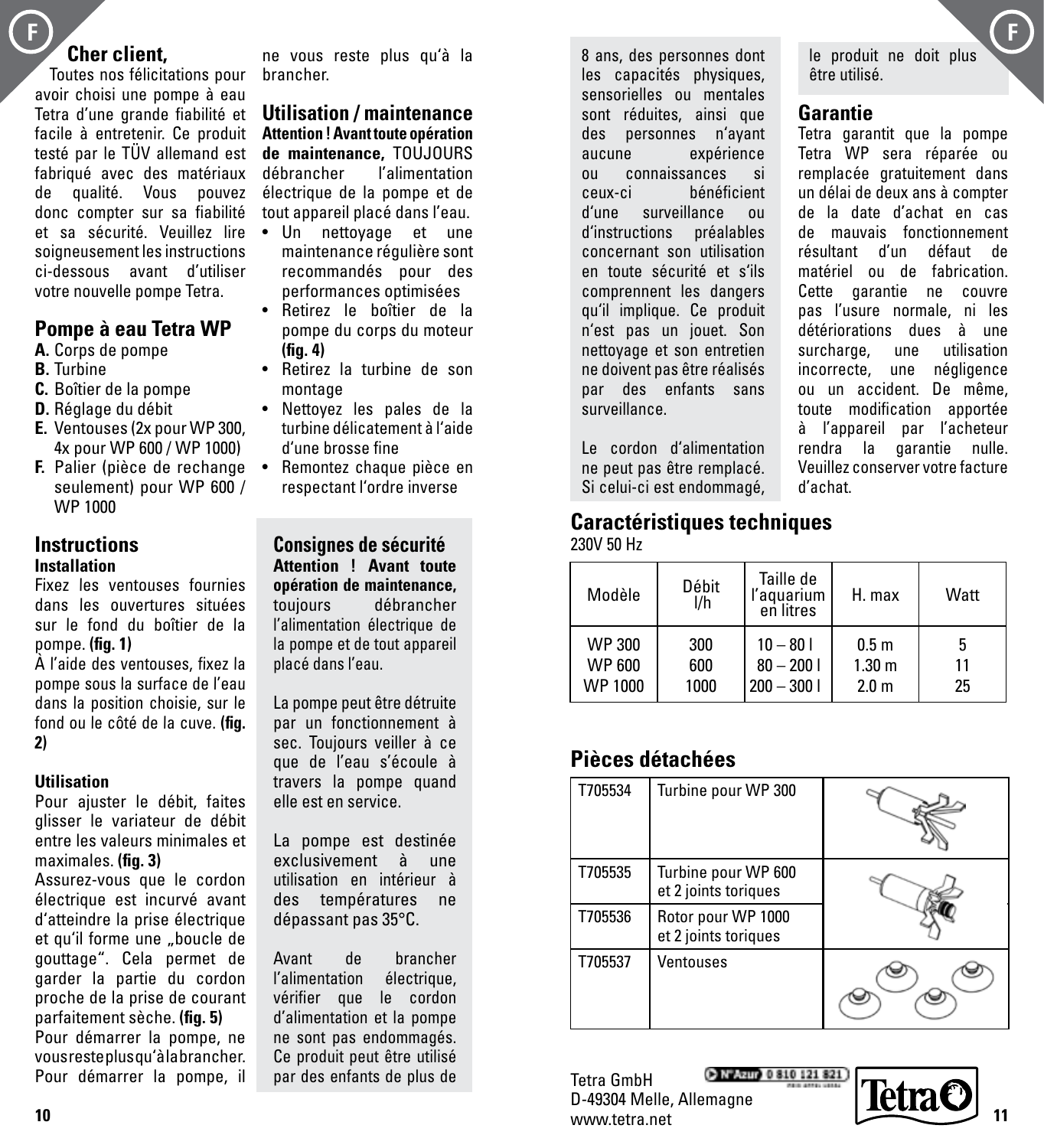## Cher client,

Toutes nos félicitations pour avoir choisi une pompe à eau Tetra d'une grande fiabilité et facile à entretenir. Ce produit testé par le TÜV allemand est fabriqué avec des matériaux de qualité. Vous pouvez donc compter sur sa fiabilité et sa sécurité. Veuillez lire soigneusement les instructions ci-dessous avant d'utiliser votre nouvelle pompe Tetra.

## Pompe à eau Tetra WP

**A.** Corps de pompe
**B.** Turbine
**C.** Boîtier de la pompe
**D.** Réglage du débit
**E.** Ventouses (2x pour WP 300, 4x pour WP 600 / WP 1000)
**F.** Palier (pièce de rechange seulement) pour WP 600 / WP 1000

## Instructions

**Installation**

Fixez les ventouses fournies dans les ouvertures situées sur le fond du boîtier de la pompe. **(fig. 1)**

À l'aide des ventouses, fixez la pompe sous la surface de l'eau dans la position choisie, sur le fond ou le côté de la cuve. **(fig. 2)**

**Utilisation**

Pour ajuster le débit, faites glisser le variateur de débit entre les valeurs minimales et maximales. **(fig. 3)**

Assurez-vous que le cordon électrique est incurvé avant d'atteindre la prise électrique et qu'il forme une „boucle de gouttage". Cela permet de garder la partie du cordon proche de la prise de courant parfaitement sèche. **(fig. 5)**

Pour démarrer la pompe, ne vous reste plus qu'à la brancher.
Pour démarrer la pompe, il ne vous reste plus qu'à la brancher.

## Utilisation / maintenance

**Attention ! Avant toute opération de maintenance,** TOUJOURS débrancher l'alimentation électrique de la pompe et de tout appareil placé dans l'eau.

- Un nettoyage et une maintenance régulière sont recommandés pour des performances optimisées
- Retirez le boîtier de la pompe du corps du moteur **(fig. 4)**
- Retirez la turbine de son montage
- Nettoyez les pales de la turbine délicatement à l'aide d'une brosse fine
- Remontez chaque pièce en respectant l'ordre inverse

## Consignes de sécurité

**Attention ! Avant toute opération de maintenance,** toujours débrancher l'alimentation électrique de la pompe et de tout appareil placé dans l'eau.

La pompe peut être détruite par un fonctionnement à sec. Toujours veiller à ce que de l'eau s'écoule à travers la pompe quand elle est en service.

La pompe est destinée exclusivement à une utilisation en intérieur à des températures ne dépassant pas 35°C.

Avant de brancher l'alimentation électrique, vérifier que le cordon d'alimentation et la pompe ne sont pas endommagés. Ce produit peut être utilisé par des enfants de plus de 8 ans, des personnes dont les capacités physiques, sensorielles ou mentales sont réduites, ainsi que des personnes n'ayant aucune expérience ou connaissances si ceux-ci bénéficient d'une surveillance ou d'instructions préalables concernant son utilisation en toute sécurité et s'ils comprennent les dangers qu'il implique. Ce produit n'est pas un jouet. Son nettoyage et son entretien ne doivent pas être réalisés par des enfants sans surveillance.

Le cordon d'alimentation ne peut pas être remplacé. Si celui-ci est endommagé, le produit ne doit plus être utilisé.

## Garantie

Tetra garantit que la pompe Tetra WP sera réparée ou remplacée gratuitement dans un délai de deux ans à compter de la date d'achat en cas de mauvais fonctionnement résultant d'un défaut de matériel ou de fabrication. Cette garantie ne couvre pas l'usure normale, ni les détériorations dues à une surcharge, une utilisation incorrecte, une négligence ou un accident. De même, toute modification apportée à l'appareil par l'acheteur rendra la garantie nulle. Veuillez conserver votre facture d'achat.

## Caractéristiques techniques

230V 50 Hz

| Modèle | Débit l/h | Taille de l'aquarium en litres | H. max | Watt |
|---|---|---|---|---|
| WP 300 | 300 | 10 – 80 l | 0.5 m | 5 |
| WP 600 | 600 | 80 – 200 l | 1.30 m | 11 |
| WP 1000 | 1000 | 200 – 300 l | 2.0 m | 25 |

## Pièces détachées

| Réf. | Désignation |
|---|---|
| T705534 | Turbine pour WP 300 |
| T705535 | Turbine pour WP 600 et 2 joints toriques |
| T705536 | Rotor pour WP 1000 et 2 joints toriques |
| T705537 | Ventouses |

Tetra GmbH
D-49304 Melle, Allemagne
www.tetra.net

N°Azur 0 810 121 821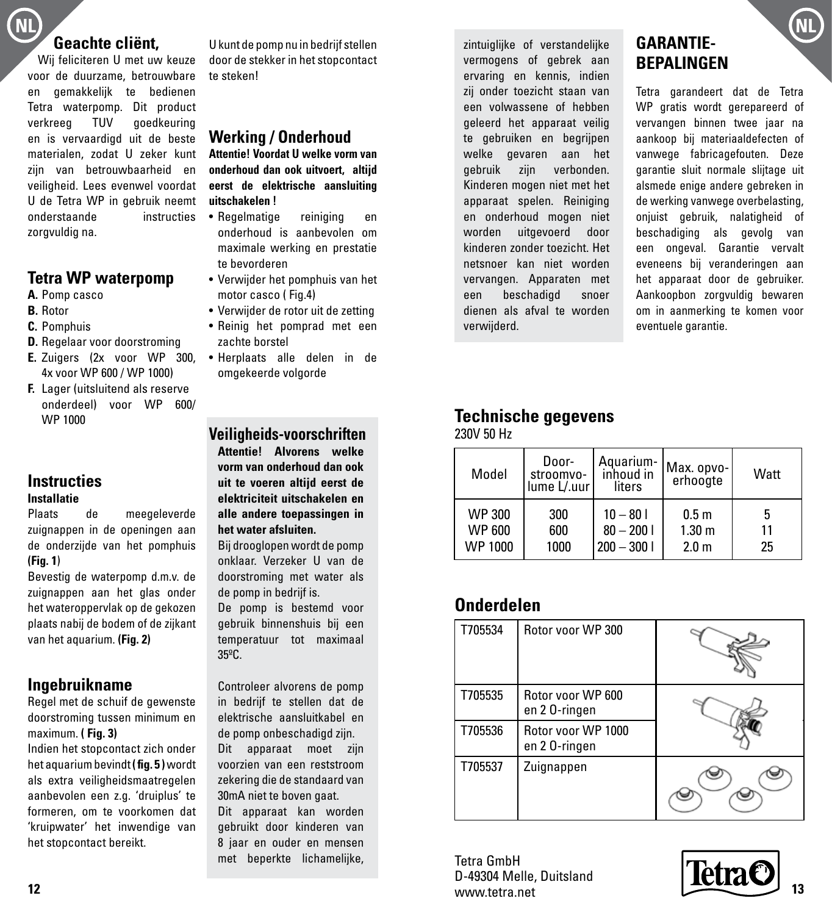## Geachte cliënt,

Wij feliciteren U met uw keuze voor de duurzame, betrouwbare en gemakkelijk te bedienen Tetra waterpomp. Dit product verkreeg TUV goedkeuring en is vervaardigd uit de beste materialen, zodat U zeker kunt zijn van betrouwbaarheid en veiligheid. Lees evenwel voordat U de Tetra WP in gebruik neemt onderstaande instructies zorgvuldig na.

## Tetra WP waterpomp

**A.** Pomp casco
**B.** Rotor
**C.** Pomphuis
**D.** Regelaar voor doorstroming
**E.** Zuigers (2x voor WP 300, 4x voor WP 600 / WP 1000)
**F.** Lager (uitsluitend als reserve onderdeel) voor WP 600/ WP 1000

## Instructies

**Installatie**
Plaats de meegeleverde zuignappen in de openingen aan de onderzijde van het pomphuis **(Fig. 1**)
Bevestig de waterpomp d.m.v. de zuignappen aan het glas onder het wateroppervlak op de gekozen plaats nabij de bodem of de zijkant van het aquarium. **(Fig. 2)**

## Ingebruikname

Regel met de schuif de gewenste doorstroming tussen minimum en maximum. **( Fig. 3)**
Indien het stopcontact zich onder het aquarium bevindt **( fig. 5 )** wordt als extra veiligheidsmaatregelen aanbevolen een z.g. 'druiplus' te formeren, om te voorkomen dat 'kruipwater' het inwendige van het stopcontact bereikt.

U kunt de pomp nu in bedrijf stellen door de stekker in het stopcontact te steken!

## Werking / Onderhoud

**Attentie! Voordat U welke vorm van onderhoud dan ook uitvoert, altijd eerst de elektrische aansluiting uitschakelen !**

- Regelmatige reiniging en onderhoud is aanbevolen om maximale werking en prestatie te bevorderen
- Verwijder het pomphuis van het motor casco ( Fig.4)
- Verwijder de rotor uit de zetting
- Reinig het pomprad met een zachte borstel
- Herplaats alle delen in de omgekeerde volgorde

## Veiligheids-voorschriften

**Attentie! Alvorens welke vorm van onderhoud dan ook uit te voeren altijd eerst de elektriciteit uitschakelen en alle andere toepassingen in het water afsluiten.**
Bij drooglopen wordt de pomp onklaar. Verzeker U van de doorstroming met water als de pomp in bedrijf is.
De pomp is bestemd voor gebruik binnenshuis bij een temperatuur tot maximaal 35ºC.

Controleer alvorens de pomp in bedrijf te stellen dat de elektrische aansluitkabel en de pomp onbeschadigd zijn.
Dit apparaat moet zijn voorzien van een reststroom zekering die de standaard van 30mA niet te boven gaat.
Dit apparaat kan worden gebruikt door kinderen van 8 jaar en ouder en mensen met beperkte lichamelijke, zintuiglijke of verstandelijke vermogens of gebrek aan ervaring en kennis, indien zij onder toezicht staan van een volwassene of hebben geleerd het apparaat veilig te gebruiken en begrijpen welke gevaren aan het gebruik zijn verbonden. Kinderen mogen niet met het apparaat spelen. Reiniging en onderhoud mogen niet worden uitgevoerd door kinderen zonder toezicht. Het netsnoer kan niet worden vervangen. Apparaten met een beschadigd snoer dienen als afval te worden verwijderd.

## GARANTIE-BEPALINGEN

Tetra garandeert dat de Tetra WP gratis wordt gerepareerd of vervangen binnen twee jaar na aankoop bij materiaaldefecten of vanwege fabricagefouten. Deze garantie sluit normale slijtage uit alsmede enige andere gebreken in de werking vanwege overbelasting, onjuist gebruik, nalatigheid of beschadiging als gevolg van een ongeval. Garantie vervalt eveneens bij veranderingen aan het apparaat door de gebruiker. Aankoopbon zorgvuldig bewaren om in aanmerking te komen voor eventuele garantie.

## Technische gegevens

230V 50 Hz

| Model | Doorstroomvolume L/.uur | Aquarium-inhoud in liters | Max. opvoerhoogte | Watt |
|---|---|---|---|---|
| WP 300 | 300 | 10 – 80 l | 0.5 m | 5 |
| WP 600 | 600 | 80 – 200 l | 1.30 m | 11 |
| WP 1000 | 1000 | 200 – 300 l | 2.0 m | 25 |

## Onderdelen

| | | |
|---|---|---|
| T705534 | Rotor voor WP 300 | |
| T705535 | Rotor voor WP 600 en 2 O-ringen | |
| T705536 | Rotor voor WP 1000 en 2 O-ringen | |
| T705537 | Zuignappen | |

Tetra GmbH
D-49304 Melle, Duitsland
www.tetra.net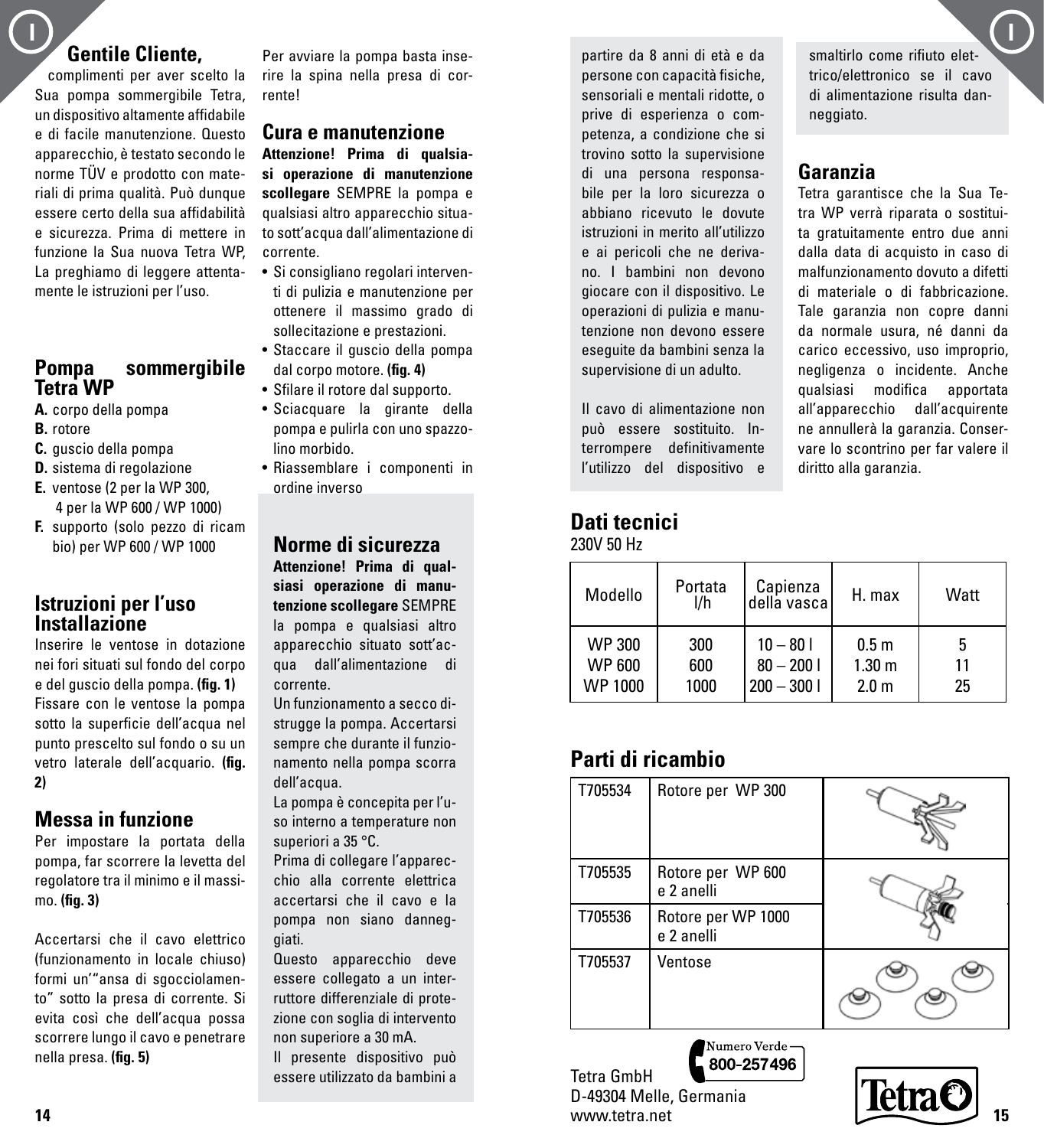## Gentile Cliente,

complimenti per aver scelto la Sua pompa sommergibile Tetra, un dispositivo altamente affidabile e di facile manutenzione. Questo apparecchio, è testato secondo le norme TÜV e prodotto con materiali di prima qualità. Può dunque essere certo della sua affidabilità e sicurezza. Prima di mettere in funzione la Sua nuova Tetra WP, La preghiamo di leggere attentamente le istruzioni per l'uso.

## Pompa sommergibile Tetra WP

**A.** corpo della pompa
**B.** rotore
**C.** guscio della pompa
**D.** sistema di regolazione
**E.** ventose (2 per la WP 300, 4 per la WP 600 / WP 1000)
**F.** supporto (solo pezzo di ricambio) per WP 600 / WP 1000

## Istruzioni per l'uso Installazione

Inserire le ventose in dotazione nei fori situati sul fondo del corpo e del guscio della pompa. **(fig. 1)**
Fissare con le ventose la pompa sotto la superficie dell'acqua nel punto prescelto sul fondo o su un vetro laterale dell'acquario. **(fig. 2)**

## Messa in funzione

Per impostare la portata della pompa, far scorrere la levetta del regolatore tra il minimo e il massimo. **(fig. 3)**

Accertarsi che il cavo elettrico (funzionamento in locale chiuso) formi un'"ansa di sgocciolamento" sotto la presa di corrente. Si evita così che dell'acqua possa scorrere lungo il cavo e penetrare nella presa. **(fig. 5)**

Per avviare la pompa basta inserire la spina nella presa di corrente!

## Cura e manutenzione

**Attenzione! Prima di qualsiasi operazione di manutenzione scollegare** SEMPRE la pompa e qualsiasi altro apparecchio situato sott'acqua dall'alimentazione di corrente.

- Si consigliano regolari interventi di pulizia e manutenzione per ottenere il massimo grado di sollecitazione e prestazioni.
- Staccare il guscio della pompa dal corpo motore. **(fig. 4)**
- Sfilare il rotore dal supporto.
- Sciacquare la girante della pompa e pulirla con uno spazzolino morbido.
- Riassemblare i componenti in ordine inverso

## Norme di sicurezza

**Attenzione! Prima di qualsiasi operazione di manutenzione scollegare** SEMPRE la pompa e qualsiasi altro apparecchio situato sott'acqua dall'alimentazione di corrente.
Un funzionamento a secco distrugge la pompa. Accertarsi sempre che durante il funzionamento nella pompa scorra dell'acqua.
La pompa è concepita per l'uso interno a temperature non superiori a 35 °C.
Prima di collegare l'apparecchio alla corrente elettrica accertarsi che il cavo e la pompa non siano danneggiati.
Questo apparecchio deve essere collegato a un interruttore differenziale di protezione con soglia di intervento non superiore a 30 mA.
Il presente dispositivo può essere utilizzato da bambini a partire da 8 anni di età e da persone con capacità fisiche, sensoriali e mentali ridotte, o prive di esperienza o competenza, a condizione che si trovino sotto la supervisione di una persona responsabile per la loro sicurezza o abbiano ricevuto le dovute istruzioni in merito all'utilizzo e ai pericoli che ne derivano. I bambini non devono giocare con il dispositivo. Le operazioni di pulizia e manutenzione non devono essere eseguite da bambini senza la supervisione di un adulto.

Il cavo di alimentazione non può essere sostituito. Interrompere definitivamente l'utilizzo del dispositivo e smaltirlo come rifiuto elettrico/elettronico se il cavo di alimentazione risulta danneggiato.

## Garanzia

Tetra garantisce che la Sua Tetra WP verrà riparata o sostituita gratuitamente entro due anni dalla data di acquisto in caso di malfunzionamento dovuto a difetti di materiale o di fabbricazione. Tale garanzia non copre danni da normale usura, né danni da carico eccessivo, uso improprio, negligenza o incidente. Anche qualsiasi modifica apportata all'apparecchio dall'acquirente ne annullerà la garanzia. Conservare lo scontrino per far valere il diritto alla garanzia.

## Dati tecnici

230V 50 Hz

| Modello | Portata l/h | Capienza della vasca | H. max | Watt |
|---|---|---|---|---|
| WP 300 | 300 | 10 – 80 l | 0.5 m | 5 |
| WP 600 | 600 | 80 – 200 l | 1.30 m | 11 |
| WP 1000 | 1000 | 200 – 300 l | 2.0 m | 25 |

## Parti di ricambio

| | | |
|---|---|---|
| T705534 | Rotore per WP 300 | |
| T705535 | Rotore per WP 600 e 2 anelli | |
| T705536 | Rotore per WP 1000 e 2 anelli | |
| T705537 | Ventose | |

Numero Verde 800-257496

Tetra GmbH
D-49304 Melle, Germania
www.tetra.net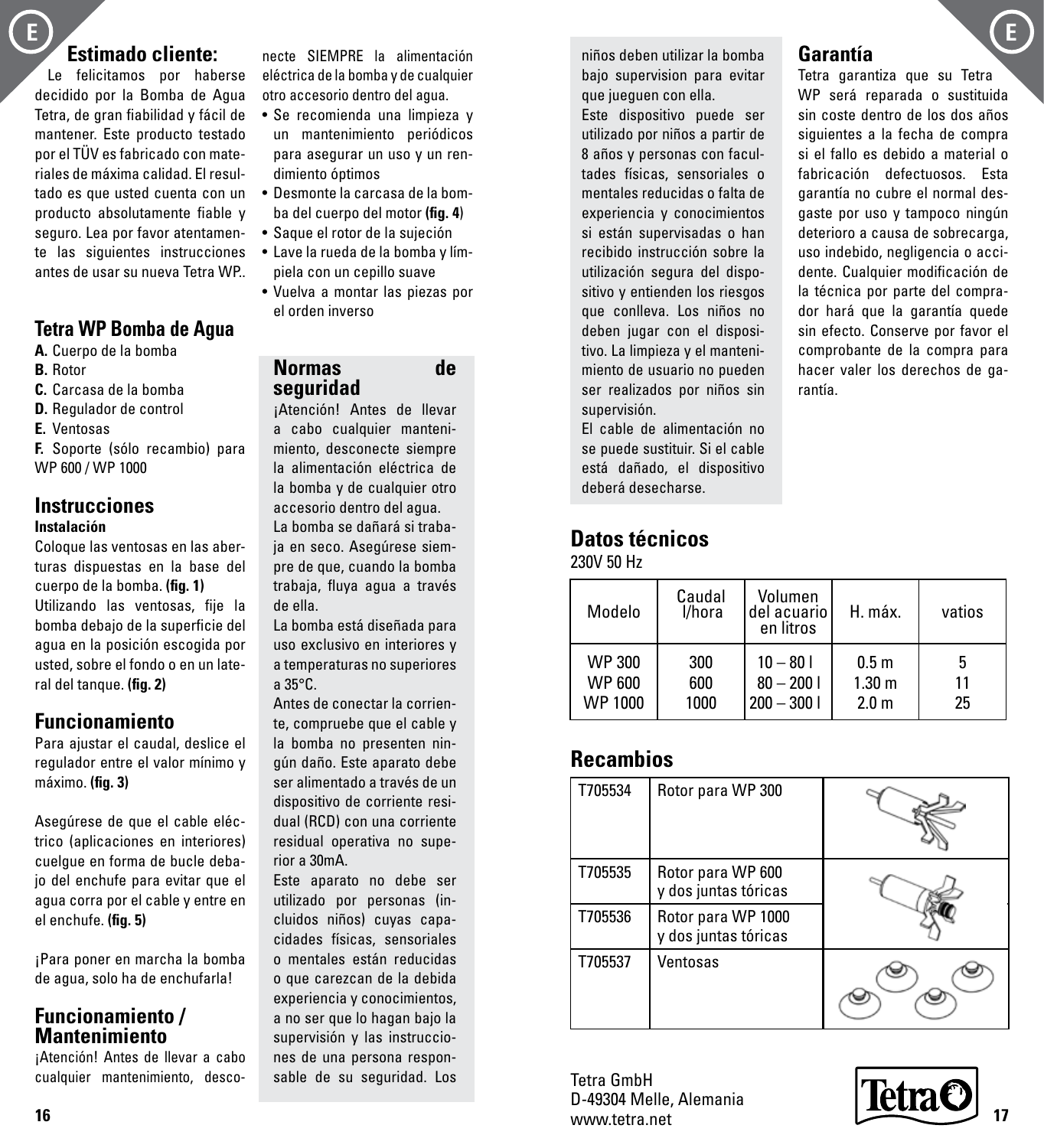## Estimado cliente:

Le felicitamos por haberse decidido por la Bomba de Agua Tetra, de gran fiabilidad y fácil de mantener. Este producto testado por el TÜV es fabricado con materiales de máxima calidad. El resultado es que usted cuenta con un producto absolutamente fiable y seguro. Lea por favor atentamente las siguientes instrucciones antes de usar su nueva Tetra WP..

## Tetra WP Bomba de Agua

**A.** Cuerpo de la bomba
**B.** Rotor
**C.** Carcasa de la bomba
**D.** Regulador de control
**E.** Ventosas
**F.** Soporte (sólo recambio) para WP 600 / WP 1000

## Instrucciones

**Instalación**

Coloque las ventosas en las aberturas dispuestas en la base del cuerpo de la bomba. **(fig. 1)**
Utilizando las ventosas, fije la bomba debajo de la superficie del agua en la posición escogida por usted, sobre el fondo o en un lateral del tanque. **(fig. 2)**

## Funcionamiento

Para ajustar el caudal, deslice el regulador entre el valor mínimo y máximo. **(fig. 3)**

Asegúrese de que el cable eléctrico (aplicaciones en interiores) cuelgue en forma de bucle debajo del enchufe para evitar que el agua corra por el cable y entre en el enchufe. **(fig. 5)**

¡Para poner en marcha la bomba de agua, solo ha de enchufarla!

## Funcionamiento / Mantenimiento

¡Atención! Antes de llevar a cabo cualquier mantenimiento, desconecte SIEMPRE la alimentación eléctrica de la bomba y de cualquier otro accesorio dentro del agua.

- Se recomienda una limpieza y un mantenimiento periódicos para asegurar un uso y un rendimiento óptimos
- Desmonte la carcasa de la bomba del cuerpo del motor **(fig. 4)**
- Saque el rotor de la sujeción
- Lave la rueda de la bomba y límpiela con un cepillo suave
- Vuelva a montar las piezas por el orden inverso

## Normas de seguridad

¡Atención! Antes de llevar a cabo cualquier mantenimiento, desconecte siempre la alimentación eléctrica de la bomba y de cualquier otro accesorio dentro del agua.
La bomba se dañará si trabaja en seco. Asegúrese siempre de que, cuando la bomba trabaja, fluya agua a través de ella.
La bomba está diseñada para uso exclusivo en interiores y a temperaturas no superiores a 35°C.
Antes de conectar la corriente, compruebe que el cable y la bomba no presenten ningún daño. Este aparato debe ser alimentado a través de un dispositivo de corriente residual (RCD) con una corriente residual operativa no superior a 30mA.
Este aparato no debe ser utilizado por personas (incluidos niños) cuyas capacidades físicas, sensoriales o mentales están reducidas o que carezcan de la debida experiencia y conocimientos, a no ser que lo hagan bajo la supervisión y las instrucciones de una persona responsable de su seguridad. Los niños deben utilizar la bomba bajo supervision para evitar que jueguen con ella.
Este dispositivo puede ser utilizado por niños a partir de 8 años y personas con facultades físicas, sensoriales o mentales reducidas o falta de experiencia y conocimientos si están supervisadas o han recibido instrucción sobre la utilización segura del dispositivo y entienden los riesgos que conlleva. Los niños no deben jugar con el dispositivo. La limpieza y el mantenimiento de usuario no pueden ser realizados por niños sin supervisión.
El cable de alimentación no se puede sustituir. Si el cable está dañado, el dispositivo deberá desecharse.

## Datos técnicos

230V 50 Hz

| Modelo | Caudal l/hora | Volumen del acuario en litros | H. máx. | vatios |
|---|---|---|---|---|
| WP 300 | 300 | 10 – 80 l | 0.5 m | 5 |
| WP 600 | 600 | 80 – 200 l | 1.30 m | 11 |
| WP 1000 | 1000 | 200 – 300 l | 2.0 m | 25 |

## Recambios

| | |
|---|---|
| T705534 | Rotor para WP 300 |
| T705535 | Rotor para WP 600 y dos juntas tóricas |
| T705536 | Rotor para WP 1000 y dos juntas tóricas |
| T705537 | Ventosas |

## Garantía

Tetra garantiza que su Tetra WP será reparada o sustituida sin coste dentro de los dos años siguientes a la fecha de compra si el fallo es debido a material o fabricación defectuosos. Esta garantía no cubre el normal desgaste por uso y tampoco ningún deterioro a causa de sobrecarga, uso indebido, negligencia o accidente. Cualquier modificación de la técnica por parte del comprador hará que la garantía quede sin efecto. Conserve por favor el comprobante de la compra para hacer valer los derechos de garantía.

Tetra GmbH
D-49304 Melle, Alemania
www.tetra.net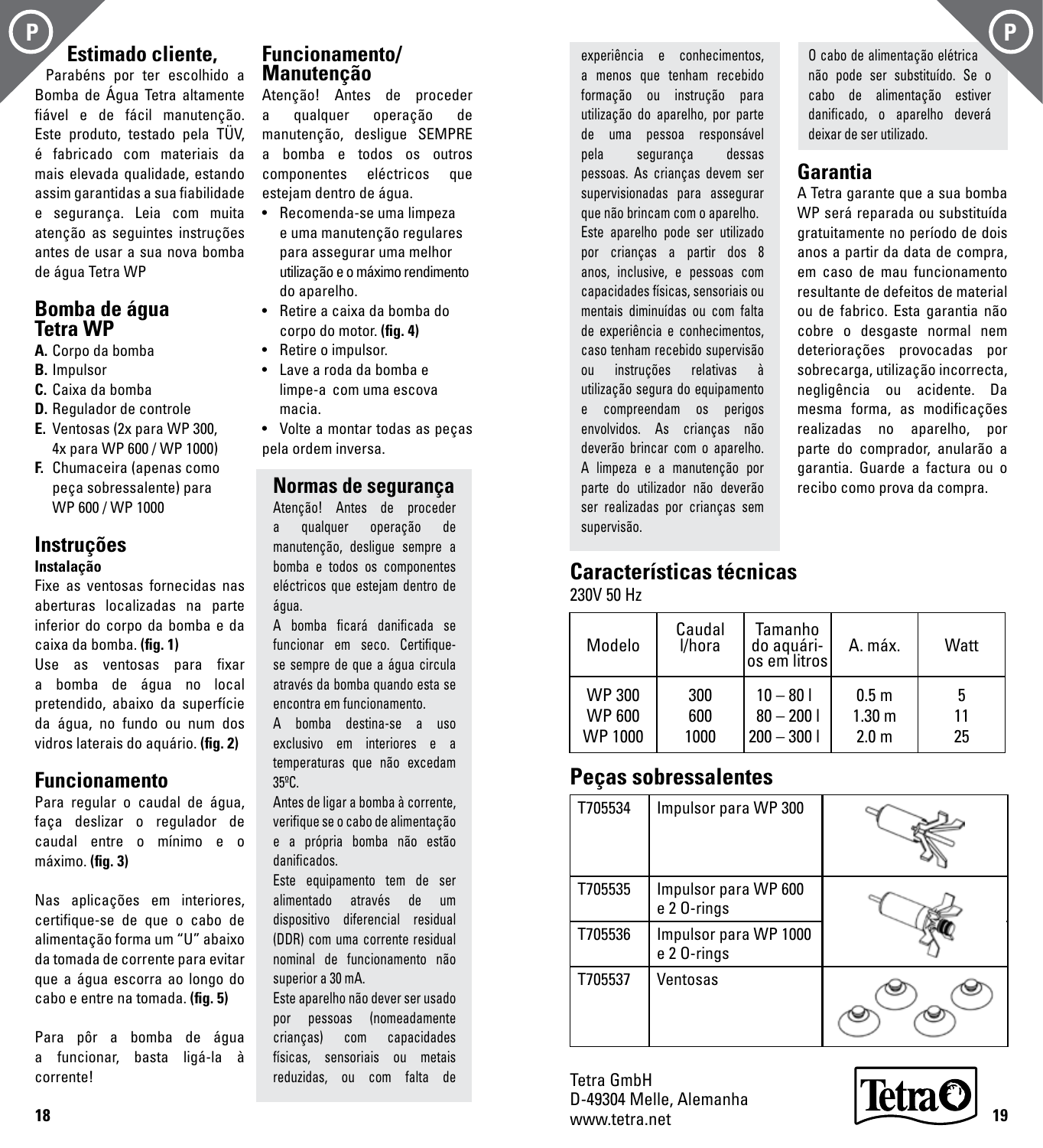## Estimado cliente,

Parabéns por ter escolhido a Bomba de Água Tetra altamente fiável e de fácil manutenção. Este produto, testado pela TÜV, é fabricado com materiais da mais elevada qualidade, estando assim garantidas a sua fiabilidade e segurança. Leia com muita atenção as seguintes instruções antes de usar a sua nova bomba de água Tetra WP

## Bomba de água Tetra WP

**A.** Corpo da bomba
**B.** Impulsor
**C.** Caixa da bomba
**D.** Regulador de controle
**E.** Ventosas (2x para WP 300, 4x para WP 600 / WP 1000)
**F.** Chumaceira (apenas como peça sobressalente) para WP 600 / WP 1000

## Instruções

**Instalação**

Fixe as ventosas fornecidas nas aberturas localizadas na parte inferior do corpo da bomba e da caixa da bomba. **(fig. 1)**
Use as ventosas para fixar a bomba de água no local pretendido, abaixo da superfície da água, no fundo ou num dos vidros laterais do aquário. **(fig. 2)**

## Funcionamento

Para regular o caudal de água, faça deslizar o regulador de caudal entre o mínimo e o máximo. **(fig. 3)**

Nas aplicações em interiores, certifique-se de que o cabo de alimentação forma um "U" abaixo da tomada de corrente para evitar que a água escorra ao longo do cabo e entre na tomada. **(fig. 5)**

Para pôr a bomba de água a funcionar, basta ligá-la à corrente!

## Funcionamento/ Manutenção

Atenção! Antes de proceder a qualquer operação de manutenção, desligue SEMPRE a bomba e todos os outros componentes eléctricos que estejam dentro de água.

- Recomenda-se uma limpeza e uma manutenção regulares para assegurar uma melhor utilização e o máximo rendimento do aparelho.
- Retire a caixa da bomba do corpo do motor. **(fig. 4)**
- Retire o impulsor.
- Lave a roda da bomba e limpe-a com uma escova macia.
- Volte a montar todas as peças pela ordem inversa.

## Normas de segurança

Atenção! Antes de proceder a qualquer operação de manutenção, desligue sempre a bomba e todos os componentes eléctricos que estejam dentro de água.
A bomba ficará danificada se funcionar em seco. Certifique-se sempre de que a água circula através da bomba quando esta se encontra em funcionamento.
A bomba destina-se a uso exclusivo em interiores e a temperaturas que não excedam 35ºC.
Antes de ligar a bomba à corrente, verifique se o cabo de alimentação e a própria bomba não estão danificados.
Este equipamento tem de ser alimentado através de um dispositivo diferencial residual (DDR) com uma corrente residual nominal de funcionamento não superior a 30 mA.
Este aparelho não dever ser usado por pessoas (nomeadamente crianças) com capacidades físicas, sensoriais ou metais reduzidas, ou com falta de experiência e conhecimentos, a menos que tenham recebido formação ou instrução para utilização do aparelho, por parte de uma pessoa responsável pela segurança dessas pessoas. As crianças devem ser supervisionadas para assegurar que não brincam com o aparelho.
Este aparelho pode ser utilizado por crianças a partir dos 8 anos, inclusive, e pessoas com capacidades físicas, sensoriais ou mentais diminuídas ou com falta de experiência e conhecimentos, caso tenham recebido supervisão ou instruções relativas à utilização segura do equipamento e compreendam os perigos envolvidos. As crianças não deverão brincar com o aparelho. A limpeza e a manutenção por parte do utilizador não deverão ser realizadas por crianças sem supervisão.
O cabo de alimentação elétrica não pode ser substituído. Se o cabo de alimentação estiver danificado, o aparelho deverá deixar de ser utilizado.

## Garantia

A Tetra garante que a sua bomba WP será reparada ou substituída gratuitamente no período de dois anos a partir da data de compra, em caso de mau funcionamento resultante de defeitos de material ou de fabrico. Esta garantia não cobre o desgaste normal nem deteriorações provocadas por sobrecarga, utilização incorrecta, negligência ou acidente. Da mesma forma, as modificações realizadas no aparelho, por parte do comprador, anularão a garantia. Guarde a factura ou o recibo como prova da compra.

## Características técnicas

230V 50 Hz

| Modelo | Caudal l/hora | Tamanho do aquári-os em litros | A. máx. | Watt |
|---|---|---|---|---|
| WP 300 | 300 | 10 – 80 l | 0.5 m | 5 |
| WP 600 | 600 | 80 – 200 l | 1.30 m | 11 |
| WP 1000 | 1000 | 200 – 300 l | 2.0 m | 25 |

## Peças sobressalentes

| | | |
|---|---|---|
| T705534 | Impulsor para WP 300 | |
| T705535 | Impulsor para WP 600 e 2 O-rings | |
| T705536 | Impulsor para WP 1000 e 2 O-rings | |
| T705537 | Ventosas | |

Tetra GmbH
D-49304 Melle, Alemanha
www.tetra.net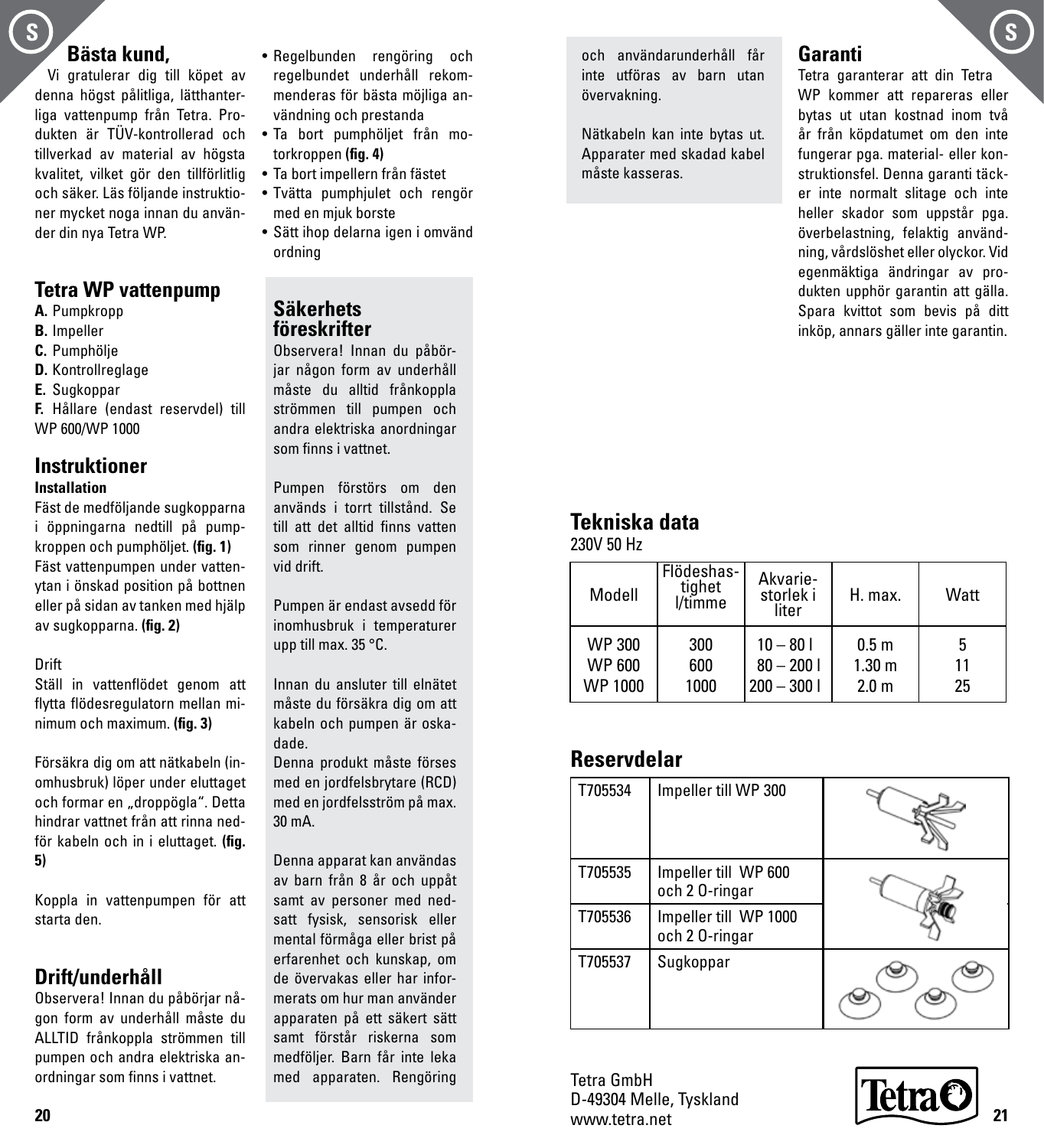## Bästa kund,

Vi gratulerar dig till köpet av denna högst pålitliga, lätthanterliga vattenpump från Tetra. Produkten är TÜV-kontrollerad och tillverkad av material av högsta kvalitet, vilket gör den tillförlitlig och säker. Läs följande instruktioner mycket noga innan du använder din nya Tetra WP.

## Tetra WP vattenpump

**A.** Pumpkropp
**B.** Impeller
**C.** Pumphölje
**D.** Kontrollreglage
**E.** Sugkoppar
**F.** Hållare (endast reservdel) till WP 600/WP 1000

## Instruktioner

**Installation**

Fäst de medföljande sugkopparna i öppningarna nedtill på pumpkroppen och pumphöljet. **(fig. 1)**
Fäst vattenpumpen under vattenytan i önskad position på bottnen eller på sidan av tanken med hjälp av sugkopparna. **(fig. 2)**

Drift

Ställ in vattenflödet genom att flytta flödesregulatorn mellan minimum och maximum. **(fig. 3)**

Försäkra dig om att nätkabeln (inomhusbruk) löper under eluttaget och formar en „droppögla“. Detta hindrar vattnet från att rinna nedför kabeln och in i eluttaget. **(fig. 5)**

Koppla in vattenpumpen för att starta den.

## Drift/underhåll

Observera! Innan du påbörjar någon form av underhåll måste du ALLTID frånkoppla strömmen till pumpen och andra elektriska anordningar som finns i vattnet.

- Regelbunden rengöring och regelbundet underhåll rekommenderas för bästa möjliga användning och prestanda
- Ta bort pumphöljet från motorkroppen **(fig. 4)**
- Ta bort impellern från fästet
- Tvätta pumphjulet och rengör med en mjuk borste
- Sätt ihop delarna igen i omvänd ordning

## Säkerhets föreskrifter

Observera! Innan du påbörjar någon form av underhåll måste du alltid frånkoppla strömmen till pumpen och andra elektriska anordningar som finns i vattnet.

Pumpen förstörs om den används i torrt tillstånd. Se till att det alltid finns vatten som rinner genom pumpen vid drift.

Pumpen är endast avsedd för inomhusbruk i temperaturer upp till max. 35 °C.

Innan du ansluter till elnätet måste du försäkra dig om att kabeln och pumpen är oskadade.
Denna produkt måste förses med en jordfelsbrytare (RCD) med en jordfelsström på max. 30 mA.

Denna apparat kan användas av barn från 8 år och uppåt samt av personer med nedsatt fysisk, sensorisk eller mental förmåga eller brist på erfarenhet och kunskap, om de övervakas eller har informerats om hur man använder apparaten på ett säkert sätt samt förstår riskerna som medföljer. Barn får inte leka med apparaten. Rengöring och användarunderhåll får inte utföras av barn utan övervakning.

Nätkabeln kan inte bytas ut. Apparater med skadad kabel måste kasseras.

## Garanti

Tetra garanterar att din Tetra WP kommer att repareras eller bytas ut utan kostnad inom två år från köpdatumet om den inte fungerar pga. material- eller konstruktionsfel. Denna garanti täcker inte normalt slitage och inte heller skador som uppstår pga. överbelastning, felaktig användning, vårdslöshet eller olyckor. Vid egenmäktiga ändringar av produkten upphör garantin att gälla. Spara kvittot som bevis på ditt inköp, annars gäller inte garantin.

## Tekniska data

230V 50 Hz

| Modell | Flödeshastighet l/timme | Akvariestorlek i liter | H. max. | Watt |
|---|---|---|---|---|
| WP 300 | 300 | 10 – 80 l | 0.5 m | 5 |
| WP 600 | 600 | 80 – 200 l | 1.30 m | 11 |
| WP 1000 | 1000 | 200 – 300 l | 2.0 m | 25 |

## Reservdelar

| | | |
|---|---|---|
| T705534 | Impeller till WP 300 | |
| T705535 | Impeller till WP 600 och 2 O-ringar | |
| T705536 | Impeller till WP 1000 och 2 O-ringar | |
| T705537 | Sugkoppar | |

Tetra GmbH
D-49304 Melle, Tyskland
www.tetra.net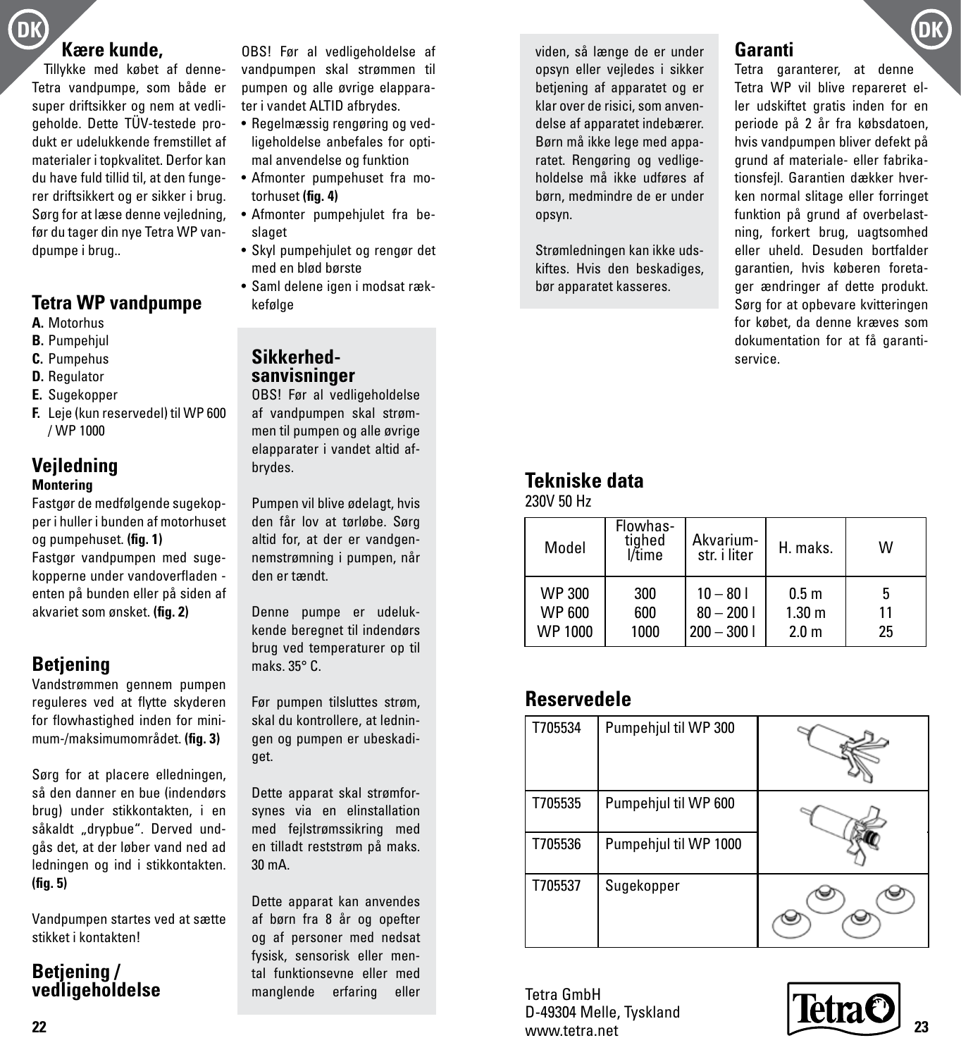## Kære kunde,

Tillykke med købet af denne Tetra vandpumpe, som både er super driftsikker og nem at vedligeholde. Dette TÜV-testede produkt er udelukkende fremstillet af materialer i topkvalitet. Derfor kan du have fuld tillid til, at den fungerer driftsikkert og er sikker i brug. Sørg for at læse denne vejledning, før du tager din nye Tetra WP vandpumpe i brug..

## Tetra WP vandpumpe

**A.** Motorhus
**B.** Pumpehjul
**C.** Pumpehus
**D.** Regulator
**E.** Sugekopper
**F.** Leje (kun reservedel) til WP 600 / WP 1000

## Vejledning

**Montering**

Fastgør de medfølgende sugekopper i huller i bunden af motorhuset og pumpehuset. **(fig. 1)**
Fastgør vandpumpen med sugekopperne under vandoverfladen - enten på bunden eller på siden af akvariet som ønsket. **(fig. 2)**

## Betjening

Vandstrømmen gennem pumpen reguleres ved at flytte skyderen for flowhastighed inden for minimum-/maksimumområdet. **(fig. 3)**

Sørg for at placere elledningen, så den danner en bue (indendørs brug) under stikkontakten, i en såkaldt „drypbue". Derved undgås det, at der løber vand ned ad ledningen og ind i stikkontakten. **(fig. 5)**

Vandpumpen startes ved at sætte stikket i kontakten!

## Betjening / vedligeholdelse

OBS! Før al vedligeholdelse af vandpumpen skal strømmen til pumpen og alle øvrige elapparater i vandet ALTID afbrydes.

- Regelmæssig rengøring og vedligeholdelse anbefales for optimal anvendelse og funktion
- Afmonter pumpehuset fra motorhuset **(fig. 4)**
- Afmonter pumpehjulet fra beslaget
- Skyl pumpehjulet og rengør det med en blød børste
- Saml delene igen i modsat rækkefølge

## Sikkerhedsanvisninger

OBS! Før al vedligeholdelse af vandpumpen skal strømmen til pumpen og alle øvrige elapparater i vandet altid afbrydes.

Pumpen vil blive ødelagt, hvis den får lov at tørløbe. Sørg altid for, at der er vandgennemstrømning i pumpen, når den er tændt.

Denne pumpe er udelukkende beregnet til indendørs brug ved temperaturer op til maks. 35° C.

Før pumpen tilsluttes strøm, skal du kontrollere, at ledningen og pumpen er ubeskadiget.

Dette apparat skal strømforsynes via en elinstallation med fejlstrømssikring med en tilladt reststrøm på maks. 30 mA.

Dette apparat kan anvendes af børn fra 8 år og opefter og af personer med nedsat fysisk, sensorisk eller mental funktionsevne eller med manglende erfaring eller viden, så længe de er under opsyn eller vejledes i sikker betjening af apparatet og er klar over de risici, som anvendelse af apparatet indebærer. Børn må ikke lege med apparatet. Rengøring og vedligeholdelse må ikke udføres af børn, medmindre de er under opsyn.

Strømledningen kan ikke udskiftes. Hvis den beskadiges, bør apparatet kasseres.

## Garanti

Tetra garanterer, at denne Tetra WP vil blive repareret eller udskiftet gratis inden for en periode på 2 år fra købsdatoen, hvis vandpumpen bliver defekt på grund af materiale- eller fabrikationsfejl. Garantien dækker hverken normal slitage eller forringet funktion på grund af overbelastning, forkert brug, uagtsomhed eller uheld. Desuden bortfalder garantien, hvis køberen foretager ændringer af dette produkt. Sørg for at opbevare kvitteringen for købet, da denne kræves som dokumentation for at få garantiservice.

## Tekniske data

230V 50 Hz

| Model | Flowhastighed l/time | Akvariumstr. i liter | H. maks. | W |
|---|---|---|---|---|
| WP 300 | 300 | 10 – 80 l | 0.5 m | 5 |
| WP 600 | 600 | 80 – 200 l | 1.30 m | 11 |
| WP 1000 | 1000 | 200 – 300 l | 2.0 m | 25 |

## Reservedele

| | | |
|---|---|---|
| T705534 | Pumpehjul til WP 300 | |
| T705535 | Pumpehjul til WP 600 | |
| T705536 | Pumpehjul til WP 1000 | |
| T705537 | Sugekopper | |

Tetra GmbH
D-49304 Melle, Tyskland
www.tetra.net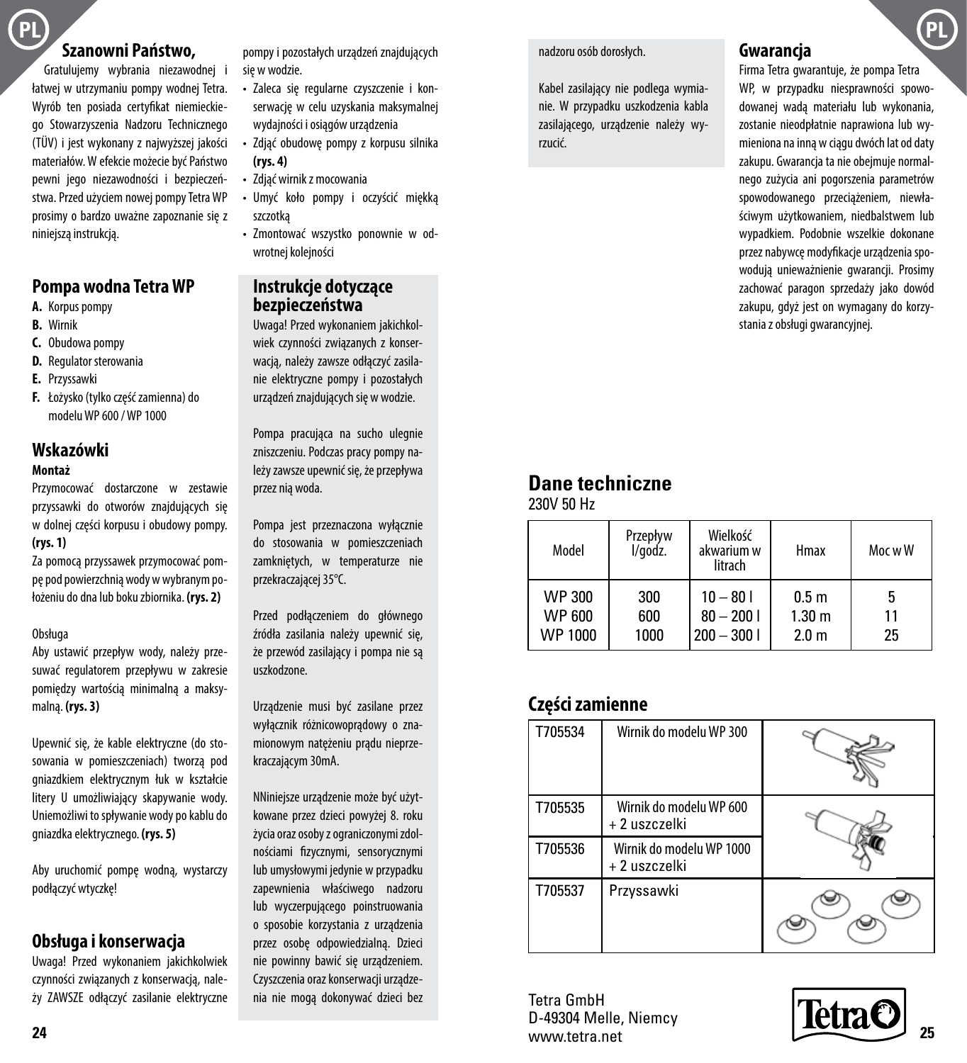## Szanowni Państwo,

Gratulujemy wybrania niezawodnej i łatwej w utrzymaniu pompy wodnej Tetra. Wyrób ten posiada certyfikat niemieckiego Stowarzyszenia Nadzoru Technicznego (TÜV) i jest wykonany z najwyższej jakości materiałów. W efekcie możecie być Państwo pewni jego niezawodności i bezpieczeństwa. Przed użyciem nowej pompy Tetra WP prosimy o bardzo uważne zapoznanie się z niniejszą instrukcją.

## Pompa wodna Tetra WP

- **A.** Korpus pompy
- **B.** Wirnik
- **C.** Obudowa pompy
- **D.** Regulator sterowania
- **E.** Przyssawki
- **F.** Łożysko (tylko część zamienna) do modelu WP 600 / WP 1000

## Wskazówki

**Montaż**

Przymocować dostarczone w zestawie przyssawki do otworów znajdujących się w dolnej części korpusu i obudowy pompy. **(rys. 1)**

Za pomocą przyssawek przymocować pompę pod powierzchnią wody w wybranym położeniu do dna lub boku zbiornika. **(rys. 2)**

Obsługa

Aby ustawić przepływ wody, należy przesuwać regulatorem przepływu w zakresie pomiędzy wartością minimalną a maksymalną. **(rys. 3)**

Upewnić się, że kable elektryczne (do stosowania w pomieszczeniach) tworzą pod gniazdkiem elektrycznym łuk w kształcie litery U umożliwiający skapywanie wody. Uniemożliwi to spływanie wody po kablu do gniazdka elektrycznego. **(rys. 5)**

Aby uruchomić pompę wodną, wystarczy podłączyć wtyczkę!

## Obsługa i konserwacja

Uwaga! Przed wykonaniem jakichkolwiek czynności związanych z konserwacją, należy ZAWSZE odłączyć zasilanie elektryczne pompy i pozostałych urządzeń znajdujących się w wodzie.

- Zaleca się regularne czyszczenie i konserwację w celu uzyskania maksymalnej wydajności i osiągów urządzenia
- Zdjąć obudowę pompy z korpusu silnika **(rys. 4)**
- Zdjąć wirnik z mocowania
- Umyć koło pompy i oczyścić miękką szczotką
- Zmontować wszystko ponownie w odwrotnej kolejności

## Instrukcje dotyczące bezpieczeństwa

Uwaga! Przed wykonaniem jakichkolwiek czynności związanych z konserwacją, należy zawsze odłączyć zasilanie elektryczne pompy i pozostałych urządzeń znajdujących się w wodzie.

Pompa pracująca na sucho ulegnie zniszczeniu. Podczas pracy pompy należy zawsze upewnić się, że przepływa przez nią woda.

Pompa jest przeznaczona wyłącznie do stosowania w pomieszczeniach zamkniętych, w temperaturze nie przekraczającej 35°C.

Przed podłączeniem do głównego źródła zasilania należy upewnić się, że przewód zasilający i pompa nie są uszkodzone.

Urządzenie musi być zasilane przez wyłącznik różnicowoprądowy o znamionowym natężeniu prądu nieprzekraczającym 30mA.

NNiniejsze urządzenie może być użytkowane przez dzieci powyżej 8. roku życia oraz osoby z ograniczonymi zdolnościami fizycznymi, sensorycznymi lub umysłowymi jedynie w przypadku zapewnienia właściwego nadzoru lub wyczerpującego poinstruowania o sposobie korzystania z urządzenia przez osobę odpowiedzialną. Dzieci nie powinny bawić się urządzeniem. Czyszczenia oraz konserwacji urządzenia nie mogą dokonywać dzieci bez nadzoru osób dorosłych.

Kabel zasilający nie podlega wymianie. W przypadku uszkodzenia kabla zasilającego, urządzenie należy wyrzucić.

## Gwarancja

Firma Tetra gwarantuje, że pompa Tetra WP, w przypadku niesprawności spowodowanej wadą materiału lub wykonania, zostanie nieodpłatnie naprawiona lub wymieniona na inną w ciągu dwóch lat od daty zakupu. Gwarancja ta nie obejmuje normalnego zużycia ani pogorszenia parametrów spowodowanego przeciążeniem, niewłaściwym użytkowaniem, niedbalstwem lub wypadkiem. Podobnie wszelkie dokonane przez nabywcę modyfikacje urządzenia spowodują unieważnienie gwarancji. Prosimy zachować paragon sprzedaży jako dowód zakupu, gdyż jest on wymagany do korzystania z obsługi gwarancyjnej.

## Dane techniczne

230V 50 Hz

| Model | Przepływ l/godz. | Wielkość akwarium w litrach | Hmax | Moc w W |
|---|---|---|---|---|
| WP 300 | 300 | 10 – 80 l | 0.5 m | 5 |
| WP 600 | 600 | 80 – 200 l | 1.30 m | 11 |
| WP 1000 | 1000 | 200 – 300 l | 2.0 m | 25 |

## Części zamienne

| | | |
|---|---|---|
| T705534 | Wirnik do modelu WP 300 | |
| T705535 | Wirnik do modelu WP 600 + 2 uszczelki | |
| T705536 | Wirnik do modelu WP 1000 + 2 uszczelki | |
| T705537 | Przyssawki | |

Tetra GmbH
D-49304 Melle, Niemcy
www.tetra.net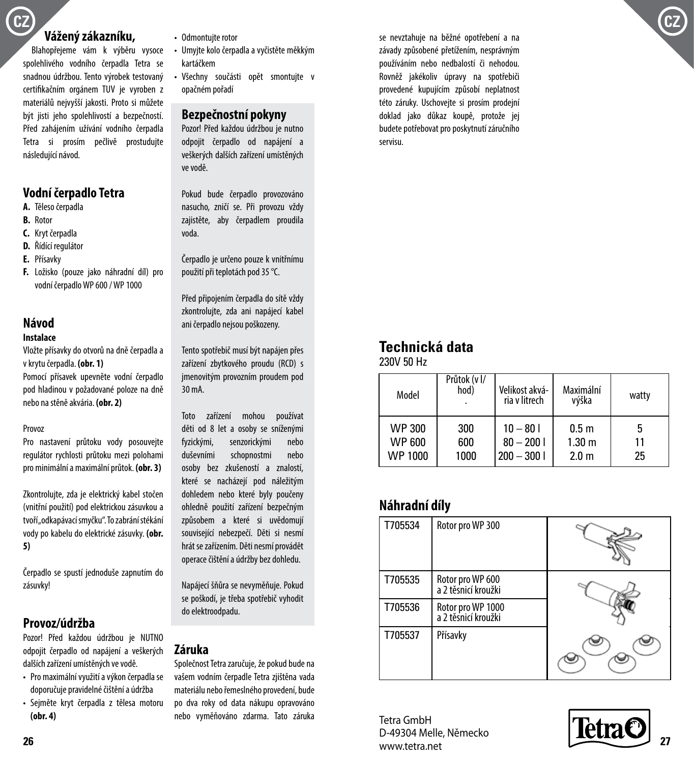## Vážený zákazníku,

Blahopřejeme vám k výběru vysoce spolehlivého vodního čerpadla Tetra se snadnou údržbou. Tento výrobek testovaný certifikačním orgánem TUV je vyroben z materiálů nejvyšší jakosti. Proto si můžete být jisti jeho spolehlivostí a bezpečností. Před zahájením užívání vodního čerpadla Tetra si prosím pečlivě prostudujte následující návod.

## Vodní čerpadlo Tetra

- **A.** Těleso čerpadla
- **B.** Rotor
- **C.** Kryt čerpadla
- **D.** Řídící regulátor
- **E.** Přísavky
- **F.** Ložisko (pouze jako náhradní díl) pro vodní čerpadlo WP 600 / WP 1000

## Návod

### Instalace

Vložte přísavky do otvorů na dně čerpadla a v krytu čerpadla. **(obr. 1)**
Pomocí přísavek upevněte vodní čerpadlo pod hladinou v požadované poloze na dně nebo na stěně akvária. **(obr. 2)**

Provoz
Pro nastavení průtoku vody posouvejte regulátor rychlosti průtoku mezi polohami pro minimální a maximální průtok. **(obr. 3)**

Zkontrolujte, zda je elektrický kabel stočen (vnitřní použití) pod elektrickou zásuvkou a tvoří „odkapávací smyčku". To zabrání stékání vody po kabelu do elektrické zásuvky. **(obr. 5)**

Čerpadlo se spustí jednoduše zapnutím do zásuvky!

## Provoz/údržba

Pozor! Před každou údržbou je NUTNO odpojit čerpadlo od napájení a veškerých dalších zařízení umístěných ve vodě.

- Pro maximální využití a výkon čerpadla se doporučuje pravidelné čištění a údržba
- Sejměte kryt čerpadla z tělesa motoru **(obr. 4)**
- Odmontujte rotor
- Umyjte kolo čerpadla a vyčistěte měkkým kartáčkem
- Všechny součásti opět smontujte v opačném pořadí

## Bezpečnostní pokyny

Pozor! Před každou údržbou je nutno odpojit čerpadlo od napájení a veškerých dalších zařízení umístěných ve vodě.

Pokud bude čerpadlo provozováno nasucho, zničí se. Při provozu vždy zajistěte, aby čerpadlem proudila voda.

Čerpadlo je určeno pouze k vnitřnímu použití při teplotách pod 35 °C.

Před připojením čerpadla do sítě vždy zkontrolujte, zda ani napájecí kabel ani čerpadlo nejsou poškozeny.

Tento spotřebič musí být napájen přes zařízení zbytkového proudu (RCD) s jmenovitým provozním proudem pod 30 mA.

Toto zařízení mohou používat děti od 8 let a osoby se sníženými fyzickými, senzorickými nebo duševními schopnostmi nebo osoby bez zkušeností a znalostí, které se nacházejí pod náležitým dohledem nebo které byly poučeny ohledně použití zařízení bezpečným způsobem a které si uvědomují související nebezpečí. Děti si nesmí hrát se zařízením. Děti nesmí provádět operace čištění a údržby bez dohledu.

Napájecí šňůra se nevyměňuje. Pokud se poškodí, je třeba spotřebič vyhodit do elektroodpadu.

## Záruka

Společnost Tetra zaručuje, že pokud bude na vašem vodním čerpadle Tetra zjištěna vada materiálu nebo řemeslného provedení, bude po dva roky od data nákupu opravováno nebo vyměňováno zdarma. Tato záruka se nevztahuje na běžné opotřebení a na závady způsobené přetížením, nesprávným používáním nebo nedbalostí či nehodou. Rovněž jakékoliv úpravy na spotřebiči provedené kupujícím způsobí neplatnost této záruky. Uschovejte si prosím prodejní doklad jako důkaz koupě, protože jej budete potřebovat pro poskytnutí záručního servisu.

## Technická data

230V 50 Hz

| Model | Průtok (v l/hod) | Velikost akvária v litrech | Maximální výška | watty |
|---|---|---|---|---|
| WP 300 | 300 | 10 – 80 l | 0.5 m | 5 |
| WP 600 | 600 | 80 – 200 l | 1.30 m | 11 |
| WP 1000 | 1000 | 200 – 300 l | 2.0 m | 25 |

## Náhradní díly

| | |
|---|---|
| T705534 | Rotor pro WP 300 |
| T705535 | Rotor pro WP 600 a 2 těsnicí kroužki |
| T705536 | Rotor pro WP 1000 a 2 těsnicí kroužki |
| T705537 | Přísavky |

Tetra GmbH
D-49304 Melle, Německo
www.tetra.net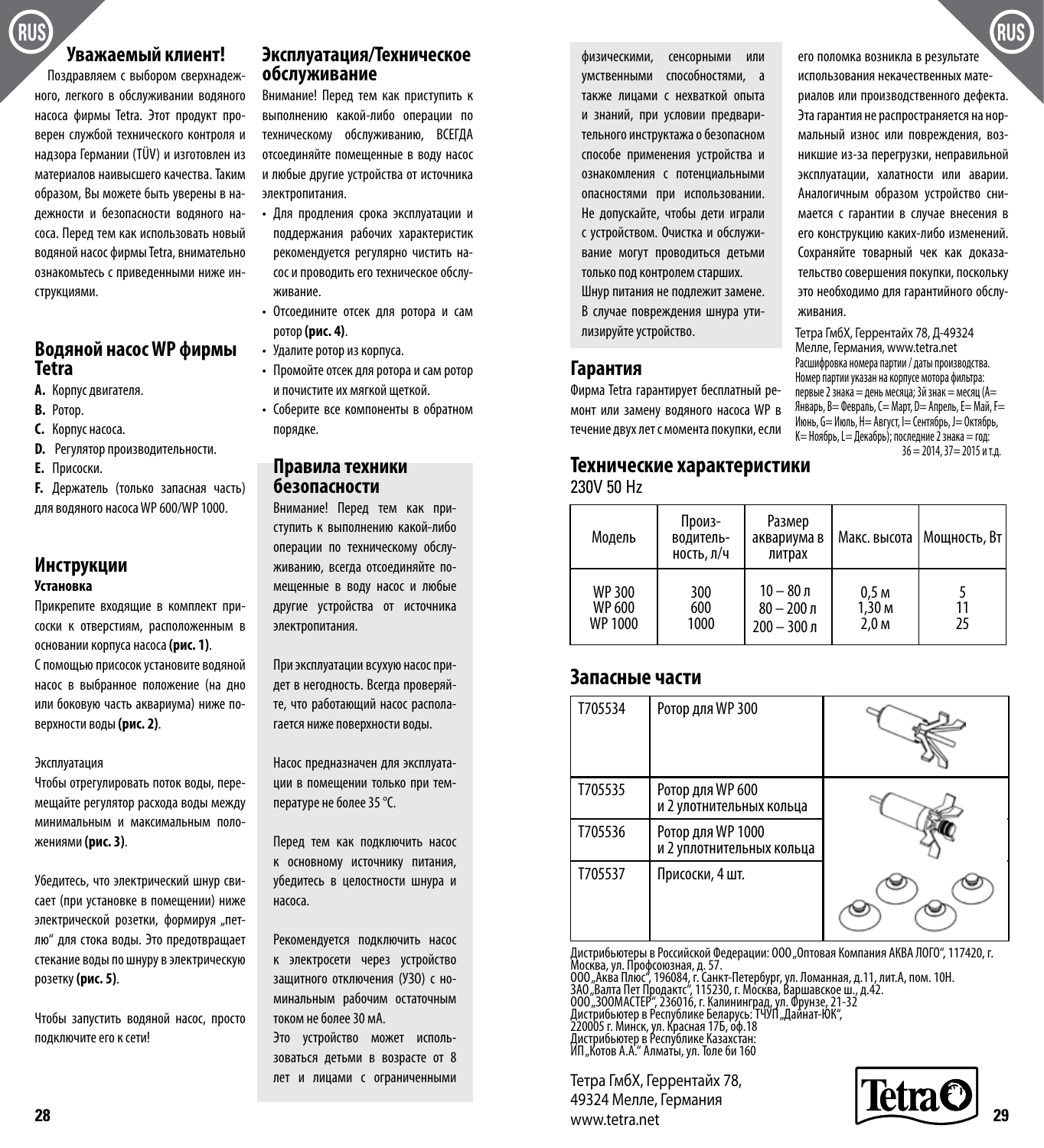## Уважаемый клиент!

Поздравляем с выбором сверхнадежного, легкого в обслуживании водяного насоса фирмы Tetra. Этот продукт проверен службой технического контроля и надзора Германии (TÜV) и изготовлен из материалов наивысшего качества. Таким образом, Вы можете быть уверены в надежности и безопасности водяного насоса. Перед тем как использовать новый водяной насос фирмы Tetra, внимательно ознакомьтесь с приведенными ниже инструкциями.

## Водяной насос WP фирмы Tetra

**A.** Корпус двигателя.
**B.** Ротор.
**C.** Корпус насоса.
**D.** Регулятор производительности.
**E.** Присоски.
**F.** Держатель (только запасная часть) для водяного насоса WP 600/WP 1000.

## Инструкции

**Установка**

Прикрепите входящие в комплект присоски к отверстиям, расположенным в основании корпуса насоса **(рис. 1)**.
С помощью присосок установите водяной насос в выбранное положение (на дно или боковую часть аквариума) ниже поверхности воды **(рис. 2)**.

Эксплуатация

Чтобы отрегулировать поток воды, перемещайте регулятор расхода воды между минимальным и максимальным положениями **(рис. 3)**.

Убедитесь, что электрический шнур свисает (при установке в помещении) ниже электрической розетки, формируя „петлю" для стока воды. Это предотвращает стекание воды по шнуру в электрическую розетку **(рис. 5)**.

Чтобы запустить водяной насос, просто подключите его к сети!

## Эксплуатация/Техническое обслуживание

Внимание! Перед тем как приступить к выполнению какой-либо операции по техническому обслуживанию, ВСЕГДА отсоединяйте помещенные в воду насос и любые другие устройства от источника электропитания.

- Для продления срока эксплуатации и поддержания рабочих характеристик рекомендуется регулярно чистить насос и проводить его техническое обслуживание.
- Отсоедините отсек для ротора и сам ротор **(рис. 4)**.
- Удалите ротор из корпуса.
- Промойте отсек для ротора и сам ротор и почистите их мягкой щеткой.
- Соберите все компоненты в обратном порядке.

## Правила техники безопасности

Внимание! Перед тем как приступить к выполнению какой-либо операции по техническому обслуживанию, всегда отсоединяйте помещенные в воду насос и любые другие устройства от источника электропитания.

При эксплуатации всухую насос придет в негодность. Всегда проверяйте, что работающий насос располагается ниже поверхности воды.

Насос предназначен для эксплуатации в помещении только при температуре не более 35 °C.

Перед тем как подключить насос к основному источнику питания, убедитесь в целостности шнура и насоса.

Рекомендуется подключить насос к электросети через устройство защитного отключения (УЗО) с номинальным рабочим остаточным током не более 30 мА.
Это устройство может использоваться детьми в возрасте от 8 лет и лицами с ограниченными физическими, сенсорными или умственными способностями, а также лицами с нехваткой опыта и знаний, при условии предварительного инструктажа о безопасном способе применения устройства и ознакомления с потенциальными опасностями при использовании. Не допускайте, чтобы дети играли с устройством. Очистка и обслуживание могут проводиться детьми только под контролем старших.
Шнур питания не подлежит замене. В случае повреждения шнура утилизируйте устройство.

## Гарантия

Фирма Tetra гарантирует бесплатный ремонт или замену водяного насоса WP в течение двух лет с момента покупки, если его поломка возникла в результате использования некачественных материалов или производственного дефекта. Эта гарантия не распространяется на нормальный износ или повреждения, возникшие из-за перегрузки, неправильной эксплуатации, халатности или аварии. Аналогичным образом устройство снимается с гарантии в случае внесения в его конструкцию каких-либо изменений. Сохраняйте товарный чек как доказательство совершения покупки, поскольку это необходимо для гарантийного обслуживания.

Тетра ГмбХ, Геррентайх 78, Д-49324 Мелле, Германия, www.tetra.net
Расшифровка номера партии / даты производства. Номер партии указан на корпусе мотора фильтра: первые 2 знака = день месяца; 3й знак = месяц (A= Январь, B= Февраль, C= Март, D= Апрель, E= Май, F= Июнь, G= Июль, H= Август, I= Сентябрь, J= Октябрь, K= Ноябрь, L= Декабрь); последние 2 знака = год: 36 = 2014, 37= 2015 и т.д.

## Технические характеристики

230V 50 Hz

| Модель | Производительность, л/ч | Размер аквариума в литрах | Макс. высота | Мощность, Вт |
|---|---|---|---|---|
| WP 300 | 300 | 10 – 80 л | 0,5 м | 5 |
| WP 600 | 600 | 80 – 200 л | 1,30 м | 11 |
| WP 1000 | 1000 | 200 – 300 л | 2,0 м | 25 |

## Запасные части

| | | |
|---|---|---|
| T705534 | Ротор для WP 300 | |
| T705535 | Ротор для WP 600 и 2 улотнительных кольца | |
| T705536 | Ротор для WP 1000 и 2 уплотнительных кольца | |
| T705537 | Присоски, 4 шт. | |

Дистрибьютеры в Российской Федерации: ООО „Оптовая Компания АКВА ЛОГО", 117420, г. Москва, ул. Профсоюзная, д. 57.
ООО „Аква Плюс", 196084, г. Санкт-Петербург, ул. Ломанная, д.11, лит.А, пом. 10Н.
ЗАО „Валта Пет Продактс", 115230, г. Москва, Варшавское ш., д.42.
ООО „ЗООМАСТЕР", 236016, г. Калининград, ул. Фрунзе, 21-32
Дистрибьютер в Республике Беларусь: ТЧУП „Дайнат-ЮК", 220005 г. Минск, ул. Красная 17Б, оф.18
Дистрибьютер в Республике Казахстан: ИП „Котов А.А." Алматы, ул. Толе би 160

Тетра ГмбХ, Геррентайх 78,
49324 Мелле, Германия
www.tetra.net